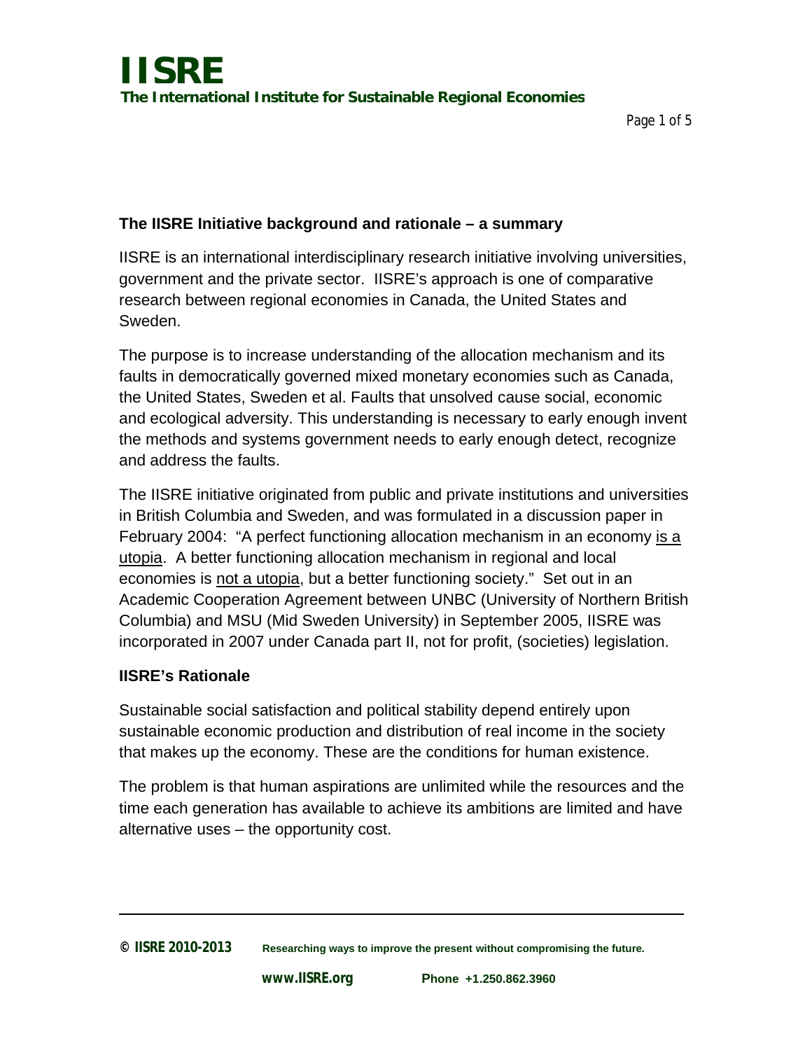# IISRE

**The International Institute for Sustainable Regional Economies**

## The IISRE Initiative background and rationale – a summary

IISRE is an international interdisciplinary research initiative involving universities, government and the private sector. IISRE's approach is one of comparative research between regional economies in Canada, the United States and Sweden.

The purpose is to increase understanding of the allocation mechanism and its faults in democratically governed mixed monetary economies such as Canada, the United States, Sweden et al. Faults that unsolved cause social, economic and ecological adversity. This understanding is necessary to early enough invent the methods and systems government needs to early enough detect, recognize and address the faults.

The IISRE initiative originated from public and private institutions and universities in British Columbia and Sweden, and was formulated in a discussion paper in February 2004: "A perfect functioning allocation mechanism in an economy <u>is a utopia</u>. A better functioning allocation mechanism in regional and local economies is <u>not a utopia</u>, but a better functioning society." Set out in an Academic Cooperation Agreement between UNBC (University of Northern British Columbia) and MSU (Mid Sweden University) in September 2005, IISRE was incorporated in 2007 under Canada part II, not for profit, (societies) legislation.

## IISRE's Rationale

Sustainable social satisfaction and political stability depend entirely upon sustainable economic production and distribution of real income in the society that makes up the economy. These are the conditions for human existence.

The problem is that human aspirations are unlimited while the resources and the time each generation has available to achieve its ambitions are limited and have alternative uses – the opportunity cost.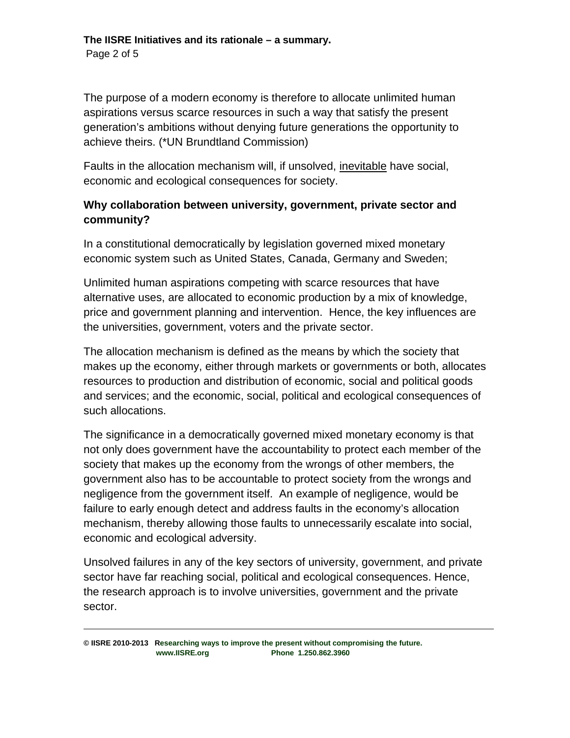The purpose of a modern economy is therefore to allocate unlimited human aspirations versus scarce resources in such a way that satisfy the present generation's ambitions without denying future generations the opportunity to achieve theirs. (*UN Brundtland Commission)

Faults in the allocation mechanism will, if unsolved, <u>inevitable</u> have social, economic and ecological consequences for society.

**Why collaboration between university, government, private sector and community?**

In a constitutional democratically by legislation governed mixed monetary economic system such as United States, Canada, Germany and Sweden;

Unlimited human aspirations competing with scarce resources that have alternative uses, are allocated to economic production by a mix of knowledge, price and government planning and intervention. Hence, the key influences are the universities, government, voters and the private sector.

The allocation mechanism is defined as the means by which the society that makes up the economy, either through markets or governments or both, allocates resources to production and distribution of economic, social and political goods and services; and the economic, social, political and ecological consequences of such allocations.

The significance in a democratically governed mixed monetary economy is that not only does government have the accountability to protect each member of the society that makes up the economy from the wrongs of other members, the government also has to be accountable to protect society from the wrongs and negligence from the government itself. An example of negligence, would be failure to early enough detect and address faults in the economy's allocation mechanism, thereby allowing those faults to unnecessarily escalate into social, economic and ecological adversity.

Unsolved failures in any of the key sectors of university, government, and private sector have far reaching social, political and ecological consequences. Hence, the research approach is to involve universities, government and the private sector.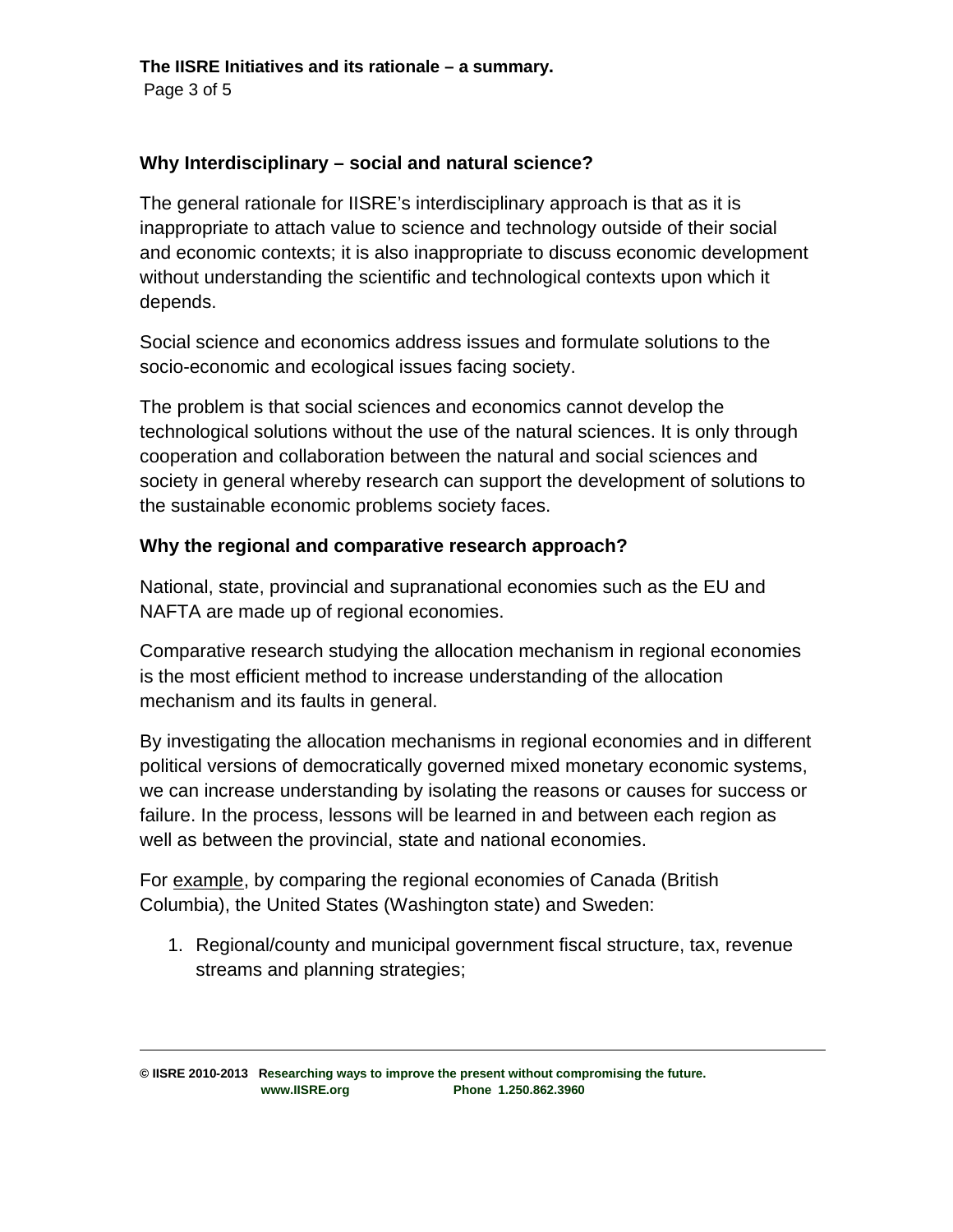## Why Interdisciplinary – social and natural science?

The general rationale for IISRE's interdisciplinary approach is that as it is inappropriate to attach value to science and technology outside of their social and economic contexts; it is also inappropriate to discuss economic development without understanding the scientific and technological contexts upon which it depends.

Social science and economics address issues and formulate solutions to the socio-economic and ecological issues facing society.

The problem is that social sciences and economics cannot develop the technological solutions without the use of the natural sciences. It is only through cooperation and collaboration between the natural and social sciences and society in general whereby research can support the development of solutions to the sustainable economic problems society faces.

## Why the regional and comparative research approach?

National, state, provincial and supranational economies such as the EU and NAFTA are made up of regional economies.

Comparative research studying the allocation mechanism in regional economies is the most efficient method to increase understanding of the allocation mechanism and its faults in general.

By investigating the allocation mechanisms in regional economies and in different political versions of democratically governed mixed monetary economic systems, we can increase understanding by isolating the reasons or causes for success or failure. In the process, lessons will be learned in and between each region as well as between the provincial, state and national economies.

For example, by comparing the regional economies of Canada (British Columbia), the United States (Washington state) and Sweden:

1. Regional/county and municipal government fiscal structure, tax, revenue streams and planning strategies;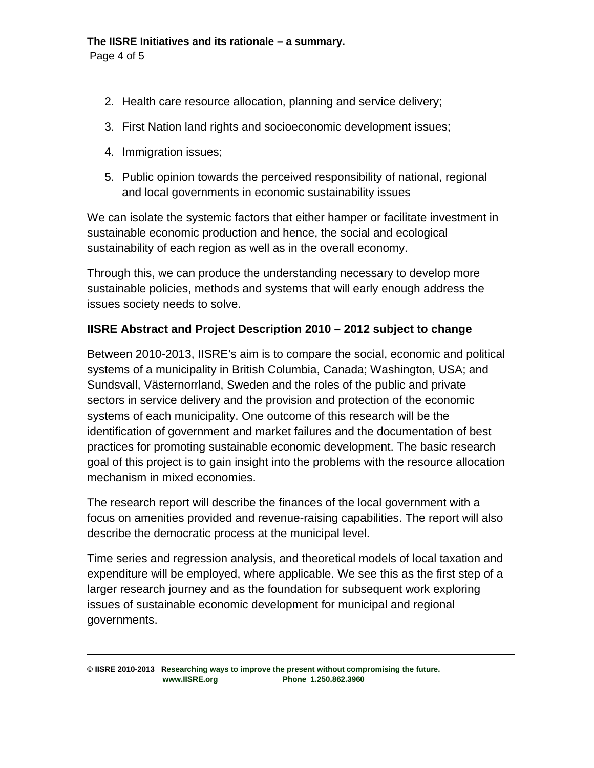2. Health care resource allocation, planning and service delivery;
3. First Nation land rights and socioeconomic development issues;
4. Immigration issues;
5. Public opinion towards the perceived responsibility of national, regional and local governments in economic sustainability issues

We can isolate the systemic factors that either hamper or facilitate investment in sustainable economic production and hence, the social and ecological sustainability of each region as well as in the overall economy.

Through this, we can produce the understanding necessary to develop more sustainable policies, methods and systems that will early enough address the issues society needs to solve.

### IISRE Abstract and Project Description 2010 – 2012 subject to change

Between 2010-2013, IISRE's aim is to compare the social, economic and political systems of a municipality in British Columbia, Canada; Washington, USA; and Sundsvall, Västernorrland, Sweden and the roles of the public and private sectors in service delivery and the provision and protection of the economic systems of each municipality. One outcome of this research will be the identification of government and market failures and the documentation of best practices for promoting sustainable economic development. The basic research goal of this project is to gain insight into the problems with the resource allocation mechanism in mixed economies.

The research report will describe the finances of the local government with a focus on amenities provided and revenue-raising capabilities. The report will also describe the democratic process at the municipal level.

Time series and regression analysis, and theoretical models of local taxation and expenditure will be employed, where applicable. We see this as the first step of a larger research journey and as the foundation for subsequent work exploring issues of sustainable economic development for municipal and regional governments.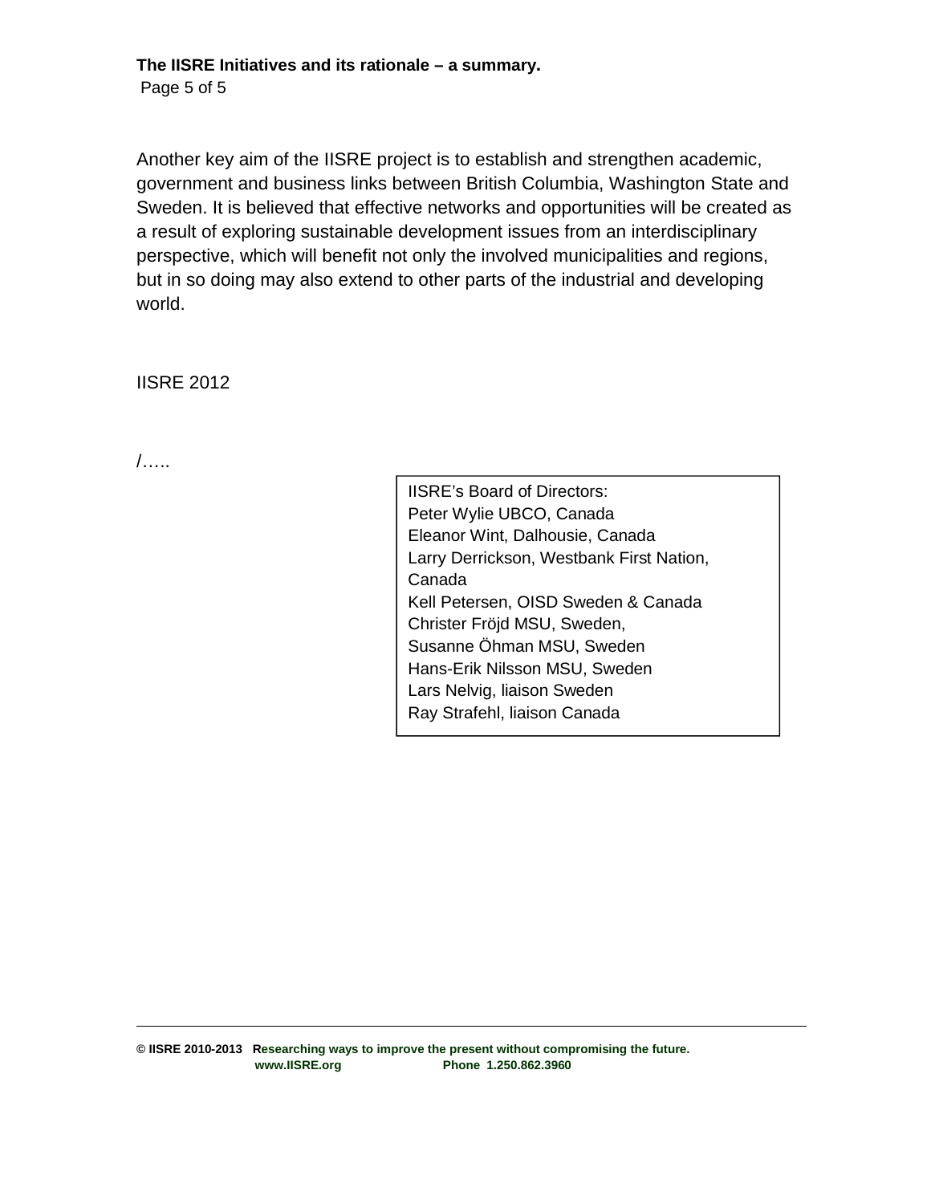Another key aim of the IISRE project is to establish and strengthen academic, government and business links between British Columbia, Washington State and Sweden. It is believed that effective networks and opportunities will be created as a result of exploring sustainable development issues from an interdisciplinary perspective, which will benefit not only the involved municipalities and regions, but in so doing may also extend to other parts of the industrial and developing world.

IISRE 2012

/…..

IISRE's Board of Directors:  
Peter Wylie UBCO, Canada  
Eleanor Wint, Dalhousie, Canada  
Larry Derrickson, Westbank First Nation, Canada  
Kell Petersen, OISD Sweden & Canada  
Christer Fröjd MSU, Sweden,  
Susanne Öhman MSU, Sweden  
Hans-Erik Nilsson MSU, Sweden  
Lars Nelvig, liaison Sweden  
Ray Strafehl, liaison Canada